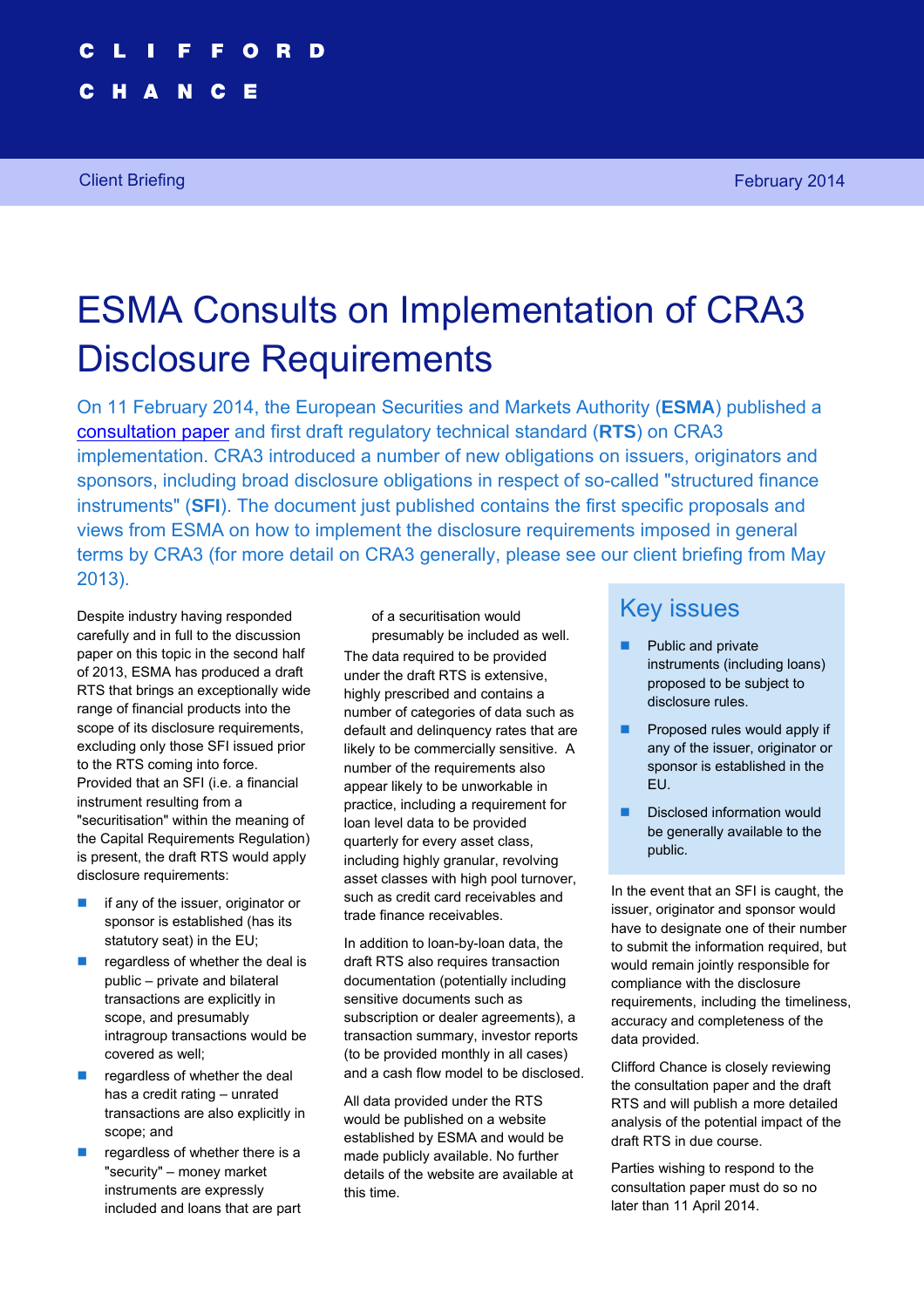CLIFFORD

CHANCE

Client Briefing February 2014

# ESMA Consults on Implementation of CRA3 Disclosure Requirements

On 11 February 2014, the European Securities and Markets Authority (**ESMA**) published a consultation paper and first draft regulatory technical standard (**RTS**) on CRA3 implementation. CRA3 introduced a number of new obligations on issuers, originators and sponsors, including broad disclosure obligations in respect of so-called "structured finance instruments" (**SFI**). The document just published contains the first specific proposals and views from ESMA on how to implement the disclosure requirements imposed in general terms by CRA3 (for more detail on CRA3 generally, please see our client briefing from May 2013).

Despite industry having responded carefully and in full to the discussion paper on this topic in the second half of 2013, ESMA has produced a draft RTS that brings an exceptionally wide range of financial products into the scope of its disclosure requirements, excluding only those SFI issued prior to the RTS coming into force. Provided that an SFI (i.e. a financial instrument resulting from a "securitisation" within the meaning of the Capital Requirements Regulation) is present, the draft RTS would apply disclosure requirements:

- if any of the issuer, originator or sponsor is established (has its statutory seat) in the EU;
- regardless of whether the deal is public – private and bilateral transactions are explicitly in scope, and presumably intragroup transactions would be covered as well;
- regardless of whether the deal has a credit rating – unrated transactions are also explicitly in scope; and
- regardless of whether there is a "security" – money market instruments are expressly included and loans that are part of a securitisation would presumably be included as well.

The data required to be provided under the draft RTS is extensive, highly prescribed and contains a number of categories of data such as default and delinquency rates that are likely to be commercially sensitive. A number of the requirements also appear likely to be unworkable in practice, including a requirement for loan level data to be provided quarterly for every asset class, including highly granular, revolving asset classes with high pool turnover, such as credit card receivables and trade finance receivables.

In addition to loan-by-loan data, the draft RTS also requires transaction documentation (potentially including sensitive documents such as subscription or dealer agreements), a transaction summary, investor reports (to be provided monthly in all cases) and a cash flow model to be disclosed.

All data provided under the RTS would be published on a website established by ESMA and would be made publicly available. No further details of the website are available at this time.

## Key issues

- Public and private instruments (including loans) proposed to be subject to disclosure rules.
- Proposed rules would apply if any of the issuer, originator or sponsor is established in the EU.
- Disclosed information would be generally available to the public.

In the event that an SFI is caught, the issuer, originator and sponsor would have to designate one of their number to submit the information required, but would remain jointly responsible for compliance with the disclosure requirements, including the timeliness, accuracy and completeness of the data provided.

Clifford Chance is closely reviewing the consultation paper and the draft RTS and will publish a more detailed analysis of the potential impact of the draft RTS in due course.

Parties wishing to respond to the consultation paper must do so no later than 11 April 2014.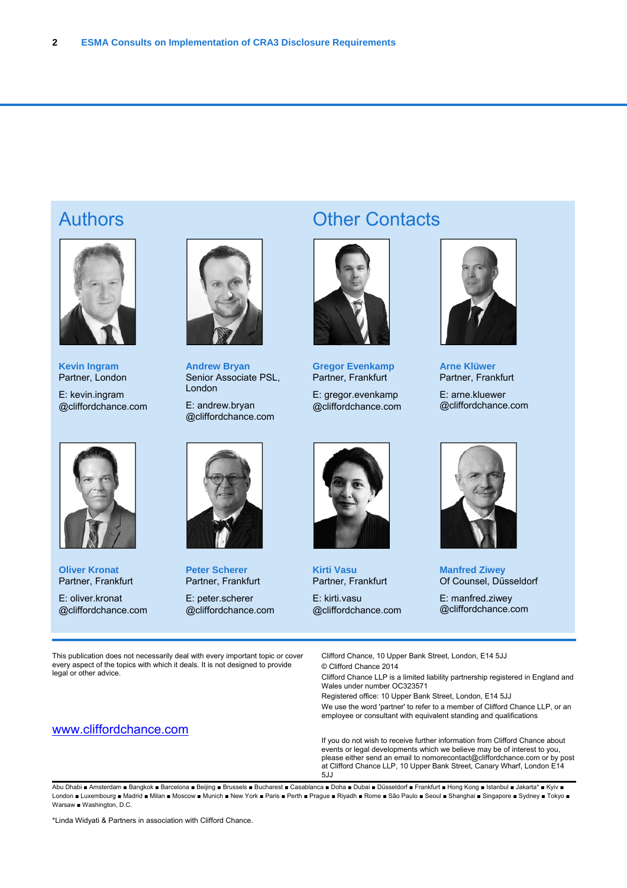## Authors

**Kevin Ingram**
Partner, London

E: kevin.ingram@cliffordchance.com

**Andrew Bryan**
Senior Associate PSL, London

E: andrew.bryan@cliffordchance.com

**Oliver Kronat**
Partner, Frankfurt

E: oliver.kronat@cliffordchance.com

**Peter Scherer**
Partner, Frankfurt

E: peter.scherer@cliffordchance.com

## Other Contacts

**Gregor Evenkamp**
Partner, Frankfurt

E: gregor.evenkamp@cliffordchance.com

**Arne Klüwer**
Partner, Frankfurt

E: arne.kluewer@cliffordchance.com

**Kirti Vasu**
Partner, Frankfurt

E: kirti.vasu@cliffordchance.com

**Manfred Ziwey**
Of Counsel, Düsseldorf

E: manfred.ziwey@cliffordchance.com

This publication does not necessarily deal with every important topic or cover every aspect of the topics with which it deals. It is not designed to provide legal or other advice.

www.cliffordchance.com

Clifford Chance, 10 Upper Bank Street, London, E14 5JJ

© Clifford Chance 2014

Clifford Chance LLP is a limited liability partnership registered in England and Wales under number OC323571

Registered office: 10 Upper Bank Street, London, E14 5JJ

We use the word 'partner' to refer to a member of Clifford Chance LLP, or an employee or consultant with equivalent standing and qualifications

If you do not wish to receive further information from Clifford Chance about events or legal developments which we believe may be of interest to you, please either send an email to nomorecontact@cliffordchance.com or by post at Clifford Chance LLP, 10 Upper Bank Street, Canary Wharf, London E14 5JJ

Abu Dhabi ■ Amsterdam ■ Bangkok ■ Barcelona ■ Beijing ■ Brussels ■ Bucharest ■ Casablanca ■ Doha ■ Dubai ■ Düsseldorf ■ Frankfurt ■ Hong Kong ■ Istanbul ■ Jakarta* ■ Kyiv ■ London ■ Luxembourg ■ Madrid ■ Milan ■ Moscow ■ Munich ■ New York ■ Paris ■ Perth ■ Prague ■ Riyadh ■ Rome ■ São Paulo ■ Seoul ■ Shanghai ■ Singapore ■ Sydney ■ Tokyo ■ Warsaw ■ Washington, D.C.

*Linda Widyati & Partners in association with Clifford Chance.